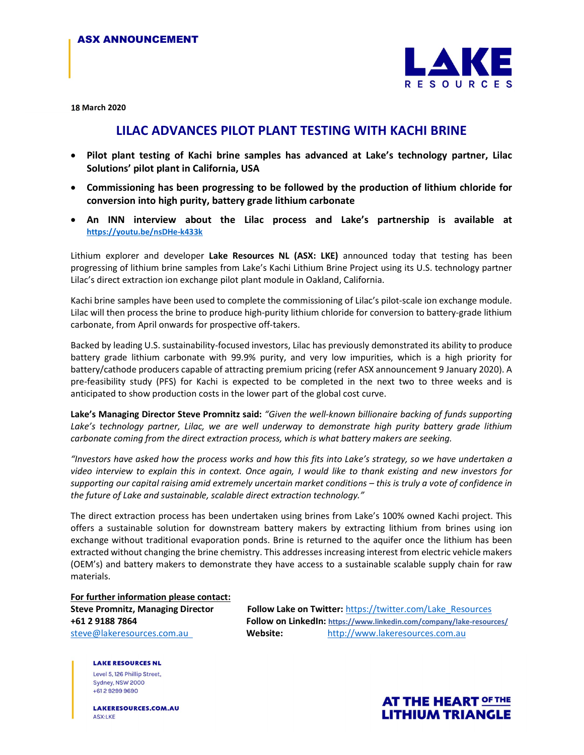ASX ANNOUNCEMENT

18 March 2020

# LILAC ADVANCES PILOT PLANT TESTING WITH KACHI BRINE

- **Pilot plant testing of Kachi brine samples has advanced at Lake's technology partner, Lilac Solutions' pilot plant in California, USA**
- **Commissioning has been progressing to be followed by the production of lithium chloride for conversion into high purity, battery grade lithium carbonate**
- **An INN interview about the Lilac process and Lake's partnership is available at https://youtu.be/nsDHe-k433k**

Lithium explorer and developer **Lake Resources NL (ASX: LKE)** announced today that testing has been progressing of lithium brine samples from Lake's Kachi Lithium Brine Project using its U.S. technology partner Lilac's direct extraction ion exchange pilot plant module in Oakland, California.

Kachi brine samples have been used to complete the commissioning of Lilac's pilot-scale ion exchange module. Lilac will then process the brine to produce high-purity lithium chloride for conversion to battery-grade lithium carbonate, from April onwards for prospective off-takers.

Backed by leading U.S. sustainability-focused investors, Lilac has previously demonstrated its ability to produce battery grade lithium carbonate with 99.9% purity, and very low impurities, which is a high priority for battery/cathode producers capable of attracting premium pricing (refer ASX announcement 9 January 2020). A pre-feasibility study (PFS) for Kachi is expected to be completed in the next two to three weeks and is anticipated to show production costs in the lower part of the global cost curve.

**Lake's Managing Director Steve Promnitz said:** *"Given the well-known billionaire backing of funds supporting Lake's technology partner, Lilac, we are well underway to demonstrate high purity battery grade lithium carbonate coming from the direct extraction process, which is what battery makers are seeking.*

*"Investors have asked how the process works and how this fits into Lake's strategy, so we have undertaken a video interview to explain this in context. Once again, I would like to thank existing and new investors for supporting our capital raising amid extremely uncertain market conditions – this is truly a vote of confidence in the future of Lake and sustainable, scalable direct extraction technology."*

The direct extraction process has been undertaken using brines from Lake's 100% owned Kachi project. This offers a sustainable solution for downstream battery makers by extracting lithium from brines using ion exchange without traditional evaporation ponds. Brine is returned to the aquifer once the lithium has been extracted without changing the brine chemistry. This addresses increasing interest from electric vehicle makers (OEM's) and battery makers to demonstrate they have access to a sustainable scalable supply chain for raw materials.

**For further information please contact:**
**Steve Promnitz, Managing Director**
**+61 2 9188 7864**
steve@lakeresources.com.au

**Follow Lake on Twitter:** https://twitter.com/Lake_Resources
**Follow on LinkedIn:** https://www.linkedin.com/company/lake-resources/
**Website:** http://www.lakeresources.com.au

**LAKE RESOURCES NL**
Level 5, 126 Phillip Street,
Sydney, NSW 2000
+61 2 9299 9690

**LAKERESOURCES.COM.AU**
ASX:LKE

AT THE HEART OF THE LITHIUM TRIANGLE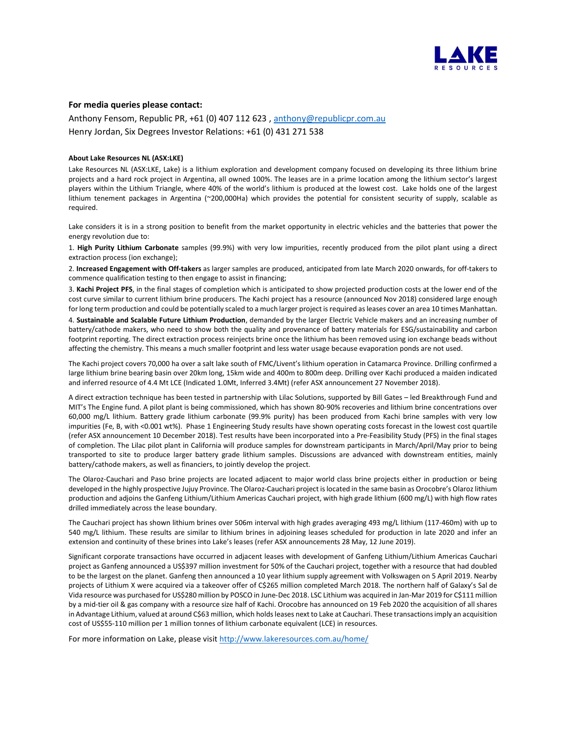**For media queries please contact:**

Anthony Fensom, Republic PR, +61 (0) 407 112 623 , anthony@republicpr.com.au
Henry Jordan, Six Degrees Investor Relations: +61 (0) 431 271 538

**About Lake Resources NL (ASX:LKE)**

Lake Resources NL (ASX:LKE, Lake) is a lithium exploration and development company focused on developing its three lithium brine projects and a hard rock project in Argentina, all owned 100%. The leases are in a prime location among the lithium sector's largest players within the Lithium Triangle, where 40% of the world's lithium is produced at the lowest cost. Lake holds one of the largest lithium tenement packages in Argentina (~200,000Ha) which provides the potential for consistent security of supply, scalable as required.

Lake considers it is in a strong position to benefit from the market opportunity in electric vehicles and the batteries that power the energy revolution due to:

1. **High Purity Lithium Carbonate** samples (99.9%) with very low impurities, recently produced from the pilot plant using a direct extraction process (ion exchange);

2. **Increased Engagement with Off-takers** as larger samples are produced, anticipated from late March 2020 onwards, for off-takers to commence qualification testing to then engage to assist in financing;

3. **Kachi Project PFS**, in the final stages of completion which is anticipated to show projected production costs at the lower end of the cost curve similar to current lithium brine producers. The Kachi project has a resource (announced Nov 2018) considered large enough for long term production and could be potentially scaled to a much larger project is required as leases cover an area 10 times Manhattan.

4. **Sustainable and Scalable Future Lithium Production**, demanded by the larger Electric Vehicle makers and an increasing number of battery/cathode makers, who need to show both the quality and provenance of battery materials for ESG/sustainability and carbon footprint reporting. The direct extraction process reinjects brine once the lithium has been removed using ion exchange beads without affecting the chemistry. This means a much smaller footprint and less water usage because evaporation ponds are not used.

The Kachi project covers 70,000 ha over a salt lake south of FMC/Livent's lithium operation in Catamarca Province. Drilling confirmed a large lithium brine bearing basin over 20km long, 15km wide and 400m to 800m deep. Drilling over Kachi produced a maiden indicated and inferred resource of 4.4 Mt LCE (Indicated 1.0Mt, Inferred 3.4Mt) (refer ASX announcement 27 November 2018).

A direct extraction technique has been tested in partnership with Lilac Solutions, supported by Bill Gates – led Breakthrough Fund and MIT's The Engine fund. A pilot plant is being commissioned, which has shown 80-90% recoveries and lithium brine concentrations over 60,000 mg/L lithium. Battery grade lithium carbonate (99.9% purity) has been produced from Kachi brine samples with very low impurities (Fe, B, with <0.001 wt%). Phase 1 Engineering Study results have shown operating costs forecast in the lowest cost quartile (refer ASX announcement 10 December 2018). Test results have been incorporated into a Pre-Feasibility Study (PFS) in the final stages of completion. The Lilac pilot plant in California will produce samples for downstream participants in March/April/May prior to being transported to site to produce larger battery grade lithium samples. Discussions are advanced with downstream entities, mainly battery/cathode makers, as well as financiers, to jointly develop the project.

The Olaroz-Cauchari and Paso brine projects are located adjacent to major world class brine projects either in production or being developed in the highly prospective Jujuy Province. The Olaroz-Cauchari project is located in the same basin as Orocobre's Olaroz lithium production and adjoins the Ganfeng Lithium/Lithium Americas Cauchari project, with high grade lithium (600 mg/L) with high flow rates drilled immediately across the lease boundary.

The Cauchari project has shown lithium brines over 506m interval with high grades averaging 493 mg/L lithium (117-460m) with up to 540 mg/L lithium. These results are similar to lithium brines in adjoining leases scheduled for production in late 2020 and infer an extension and continuity of these brines into Lake's leases (refer ASX announcements 28 May, 12 June 2019).

Significant corporate transactions have occurred in adjacent leases with development of Ganfeng Lithium/Lithium Americas Cauchari project as Ganfeng announced a US$397 million investment for 50% of the Cauchari project, together with a resource that had doubled to be the largest on the planet. Ganfeng then announced a 10 year lithium supply agreement with Volkswagen on 5 April 2019. Nearby projects of Lithium X were acquired via a takeover offer of C$265 million completed March 2018. The northern half of Galaxy's Sal de Vida resource was purchased for US$280 million by POSCO in June-Dec 2018. LSC Lithium was acquired in Jan-Mar 2019 for C$111 million by a mid-tier oil & gas company with a resource size half of Kachi. Orocobre has announced on 19 Feb 2020 the acquisition of all shares in Advantage Lithium, valued at around C$63 million, which holds leases next to Lake at Cauchari. These transactions imply an acquisition cost of US$55-110 million per 1 million tonnes of lithium carbonate equivalent (LCE) in resources.

For more information on Lake, please visit http://www.lakeresources.com.au/home/